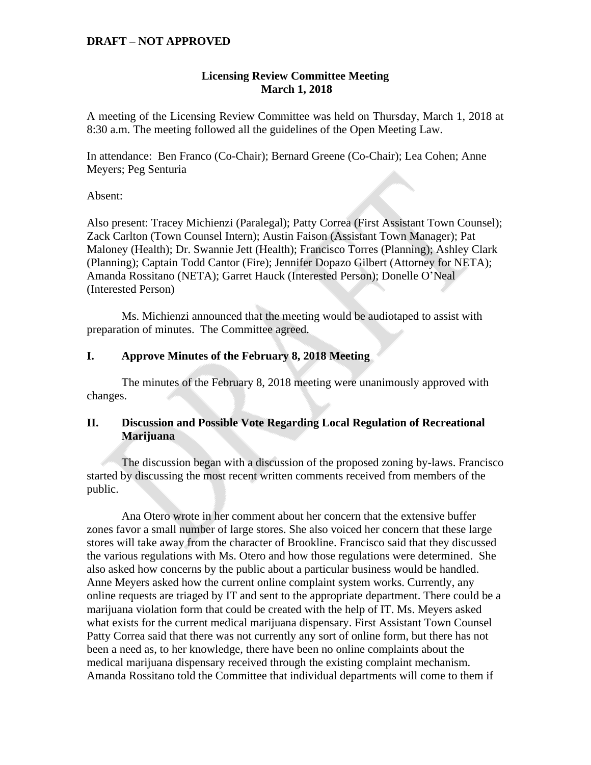**DRAFT – NOT APPROVED**

**Licensing Review Committee Meeting**
**March 1, 2018**

A meeting of the Licensing Review Committee was held on Thursday, March 1, 2018 at 8:30 a.m. The meeting followed all the guidelines of the Open Meeting Law.

In attendance: Ben Franco (Co-Chair); Bernard Greene (Co-Chair); Lea Cohen; Anne Meyers; Peg Senturia

Absent:

Also present: Tracey Michienzi (Paralegal); Patty Correa (First Assistant Town Counsel); Zack Carlton (Town Counsel Intern); Austin Faison (Assistant Town Manager); Pat Maloney (Health); Dr. Swannie Jett (Health); Francisco Torres (Planning); Ashley Clark (Planning); Captain Todd Cantor (Fire); Jennifer Dopazo Gilbert (Attorney for NETA); Amanda Rossitano (NETA); Garret Hauck (Interested Person); Donelle O'Neal (Interested Person)

Ms. Michienzi announced that the meeting would be audiotaped to assist with preparation of minutes. The Committee agreed.

## I. Approve Minutes of the February 8, 2018 Meeting

The minutes of the February 8, 2018 meeting were unanimously approved with changes.

## II. Discussion and Possible Vote Regarding Local Regulation of Recreational Marijuana

The discussion began with a discussion of the proposed zoning by-laws. Francisco started by discussing the most recent written comments received from members of the public.

Ana Otero wrote in her comment about her concern that the extensive buffer zones favor a small number of large stores. She also voiced her concern that these large stores will take away from the character of Brookline. Francisco said that they discussed the various regulations with Ms. Otero and how those regulations were determined. She also asked how concerns by the public about a particular business would be handled. Anne Meyers asked how the current online complaint system works. Currently, any online requests are triaged by IT and sent to the appropriate department. There could be a marijuana violation form that could be created with the help of IT. Ms. Meyers asked what exists for the current medical marijuana dispensary. First Assistant Town Counsel Patty Correa said that there was not currently any sort of online form, but there has not been a need as, to her knowledge, there have been no online complaints about the medical marijuana dispensary received through the existing complaint mechanism. Amanda Rossitano told the Committee that individual departments will come to them if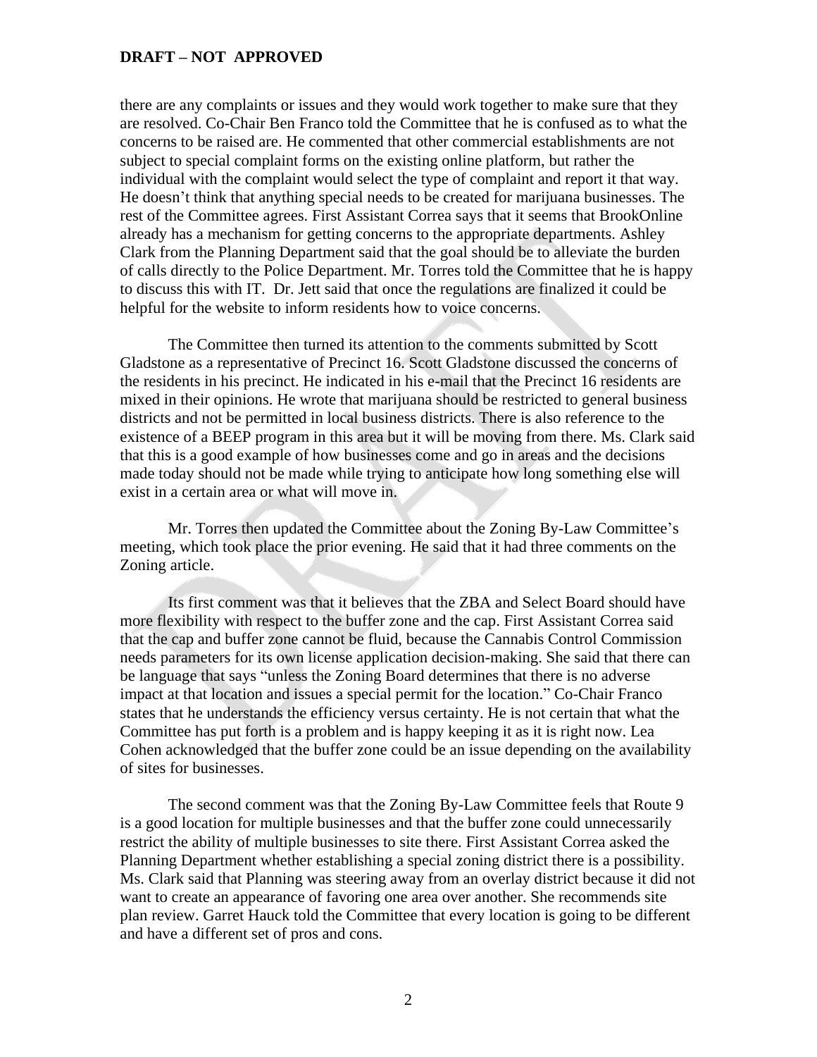**DRAFT – NOT APPROVED**

there are any complaints or issues and they would work together to make sure that they are resolved. Co-Chair Ben Franco told the Committee that he is confused as to what the concerns to be raised are. He commented that other commercial establishments are not subject to special complaint forms on the existing online platform, but rather the individual with the complaint would select the type of complaint and report it that way. He doesn't think that anything special needs to be created for marijuana businesses. The rest of the Committee agrees. First Assistant Correa says that it seems that BrookOnline already has a mechanism for getting concerns to the appropriate departments. Ashley Clark from the Planning Department said that the goal should be to alleviate the burden of calls directly to the Police Department. Mr. Torres told the Committee that he is happy to discuss this with IT. Dr. Jett said that once the regulations are finalized it could be helpful for the website to inform residents how to voice concerns.

The Committee then turned its attention to the comments submitted by Scott Gladstone as a representative of Precinct 16. Scott Gladstone discussed the concerns of the residents in his precinct. He indicated in his e-mail that the Precinct 16 residents are mixed in their opinions. He wrote that marijuana should be restricted to general business districts and not be permitted in local business districts. There is also reference to the existence of a BEEP program in this area but it will be moving from there. Ms. Clark said that this is a good example of how businesses come and go in areas and the decisions made today should not be made while trying to anticipate how long something else will exist in a certain area or what will move in.

Mr. Torres then updated the Committee about the Zoning By-Law Committee's meeting, which took place the prior evening. He said that it had three comments on the Zoning article.

Its first comment was that it believes that the ZBA and Select Board should have more flexibility with respect to the buffer zone and the cap. First Assistant Correa said that the cap and buffer zone cannot be fluid, because the Cannabis Control Commission needs parameters for its own license application decision-making. She said that there can be language that says "unless the Zoning Board determines that there is no adverse impact at that location and issues a special permit for the location." Co-Chair Franco states that he understands the efficiency versus certainty. He is not certain that what the Committee has put forth is a problem and is happy keeping it as it is right now. Lea Cohen acknowledged that the buffer zone could be an issue depending on the availability of sites for businesses.

The second comment was that the Zoning By-Law Committee feels that Route 9 is a good location for multiple businesses and that the buffer zone could unnecessarily restrict the ability of multiple businesses to site there. First Assistant Correa asked the Planning Department whether establishing a special zoning district there is a possibility. Ms. Clark said that Planning was steering away from an overlay district because it did not want to create an appearance of favoring one area over another. She recommends site plan review. Garret Hauck told the Committee that every location is going to be different and have a different set of pros and cons.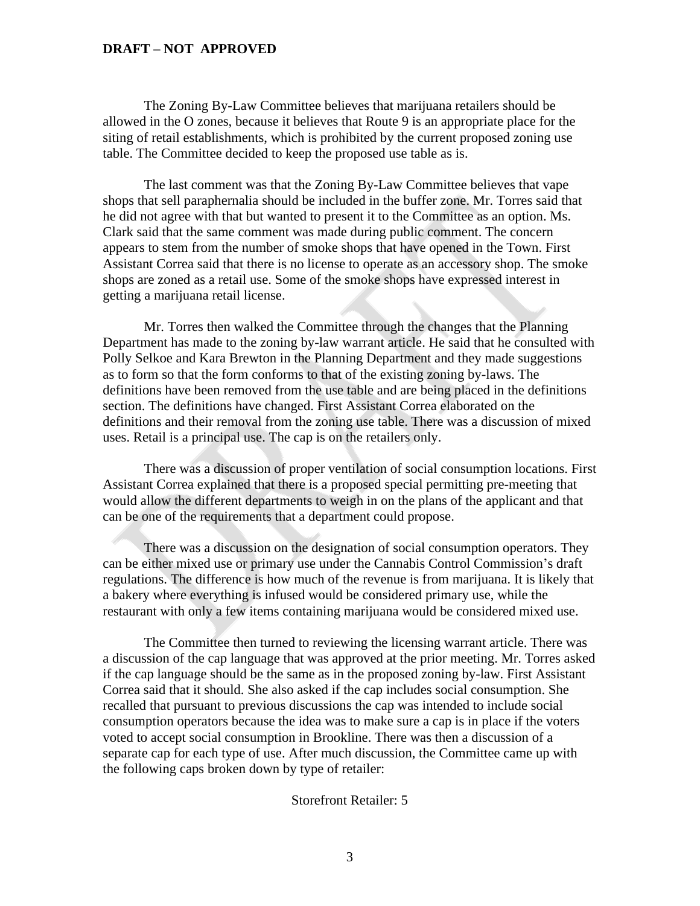The Zoning By-Law Committee believes that marijuana retailers should be allowed in the O zones, because it believes that Route 9 is an appropriate place for the siting of retail establishments, which is prohibited by the current proposed zoning use table. The Committee decided to keep the proposed use table as is.

The last comment was that the Zoning By-Law Committee believes that vape shops that sell paraphernalia should be included in the buffer zone. Mr. Torres said that he did not agree with that but wanted to present it to the Committee as an option. Ms. Clark said that the same comment was made during public comment. The concern appears to stem from the number of smoke shops that have opened in the Town. First Assistant Correa said that there is no license to operate as an accessory shop. The smoke shops are zoned as a retail use. Some of the smoke shops have expressed interest in getting a marijuana retail license.

Mr. Torres then walked the Committee through the changes that the Planning Department has made to the zoning by-law warrant article. He said that he consulted with Polly Selkoe and Kara Brewton in the Planning Department and they made suggestions as to form so that the form conforms to that of the existing zoning by-laws. The definitions have been removed from the use table and are being placed in the definitions section. The definitions have changed. First Assistant Correa elaborated on the definitions and their removal from the zoning use table. There was a discussion of mixed uses. Retail is a principal use. The cap is on the retailers only.

There was a discussion of proper ventilation of social consumption locations. First Assistant Correa explained that there is a proposed special permitting pre-meeting that would allow the different departments to weigh in on the plans of the applicant and that can be one of the requirements that a department could propose.

There was a discussion on the designation of social consumption operators. They can be either mixed use or primary use under the Cannabis Control Commission's draft regulations. The difference is how much of the revenue is from marijuana. It is likely that a bakery where everything is infused would be considered primary use, while the restaurant with only a few items containing marijuana would be considered mixed use.

The Committee then turned to reviewing the licensing warrant article. There was a discussion of the cap language that was approved at the prior meeting. Mr. Torres asked if the cap language should be the same as in the proposed zoning by-law. First Assistant Correa said that it should. She also asked if the cap includes social consumption. She recalled that pursuant to previous discussions the cap was intended to include social consumption operators because the idea was to make sure a cap is in place if the voters voted to accept social consumption in Brookline. There was then a discussion of a separate cap for each type of use. After much discussion, the Committee came up with the following caps broken down by type of retailer:

Storefront Retailer: 5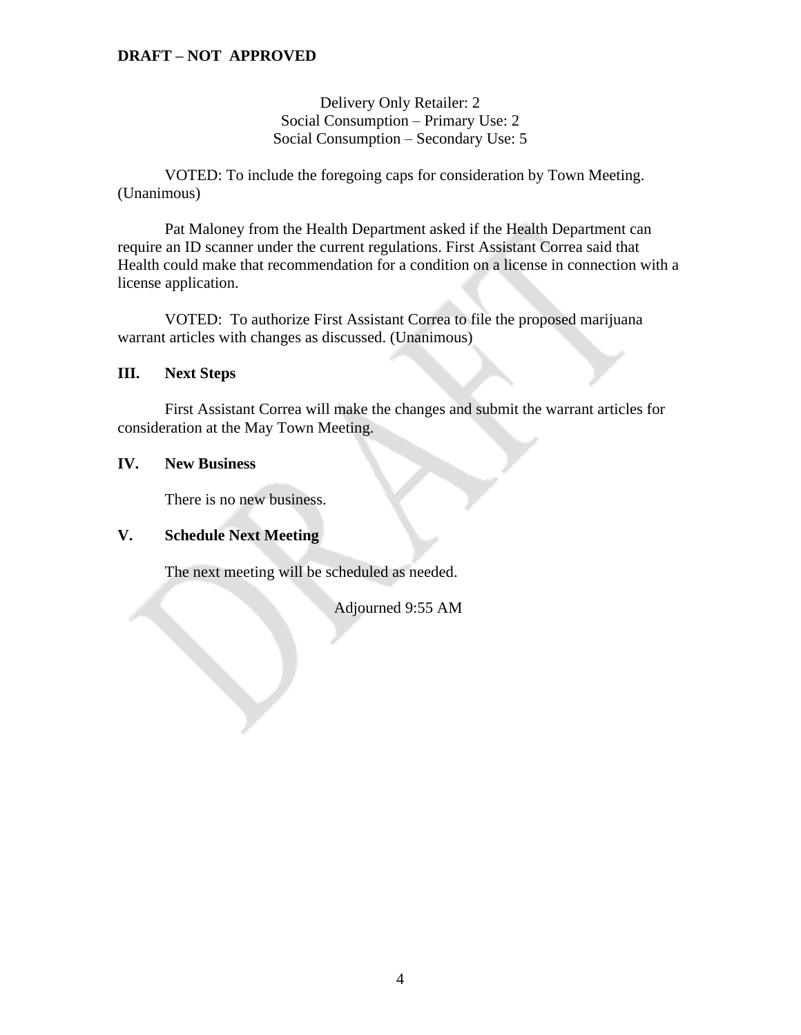**DRAFT – NOT APPROVED**

Delivery Only Retailer: 2
Social Consumption – Primary Use: 2
Social Consumption – Secondary Use: 5

VOTED: To include the foregoing caps for consideration by Town Meeting. (Unanimous)

Pat Maloney from the Health Department asked if the Health Department can require an ID scanner under the current regulations. First Assistant Correa said that Health could make that recommendation for a condition on a license in connection with a license application.

VOTED: To authorize First Assistant Correa to file the proposed marijuana warrant articles with changes as discussed. (Unanimous)

## III. Next Steps

First Assistant Correa will make the changes and submit the warrant articles for consideration at the May Town Meeting.

## IV. New Business

There is no new business.

## V. Schedule Next Meeting

The next meeting will be scheduled as needed.

Adjourned 9:55 AM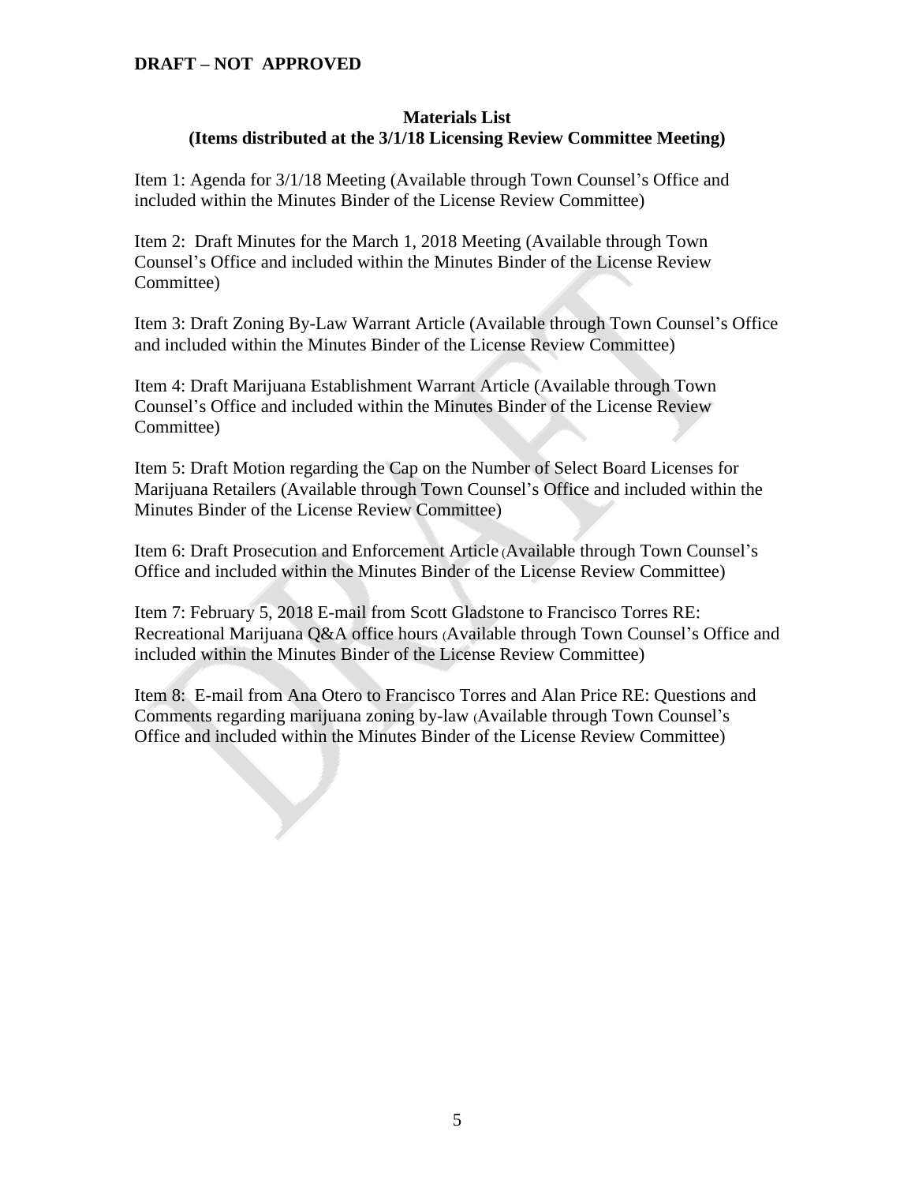**DRAFT – NOT APPROVED**

**Materials List**
**(Items distributed at the 3/1/18 Licensing Review Committee Meeting)**

Item 1: Agenda for 3/1/18 Meeting (Available through Town Counsel's Office and included within the Minutes Binder of the License Review Committee)

Item 2: Draft Minutes for the March 1, 2018 Meeting (Available through Town Counsel's Office and included within the Minutes Binder of the License Review Committee)

Item 3: Draft Zoning By-Law Warrant Article (Available through Town Counsel's Office and included within the Minutes Binder of the License Review Committee)

Item 4: Draft Marijuana Establishment Warrant Article (Available through Town Counsel's Office and included within the Minutes Binder of the License Review Committee)

Item 5: Draft Motion regarding the Cap on the Number of Select Board Licenses for Marijuana Retailers (Available through Town Counsel's Office and included within the Minutes Binder of the License Review Committee)

Item 6: Draft Prosecution and Enforcement Article (Available through Town Counsel's Office and included within the Minutes Binder of the License Review Committee)

Item 7: February 5, 2018 E-mail from Scott Gladstone to Francisco Torres RE: Recreational Marijuana Q&A office hours (Available through Town Counsel's Office and included within the Minutes Binder of the License Review Committee)

Item 8: E-mail from Ana Otero to Francisco Torres and Alan Price RE: Questions and Comments regarding marijuana zoning by-law (Available through Town Counsel's Office and included within the Minutes Binder of the License Review Committee)